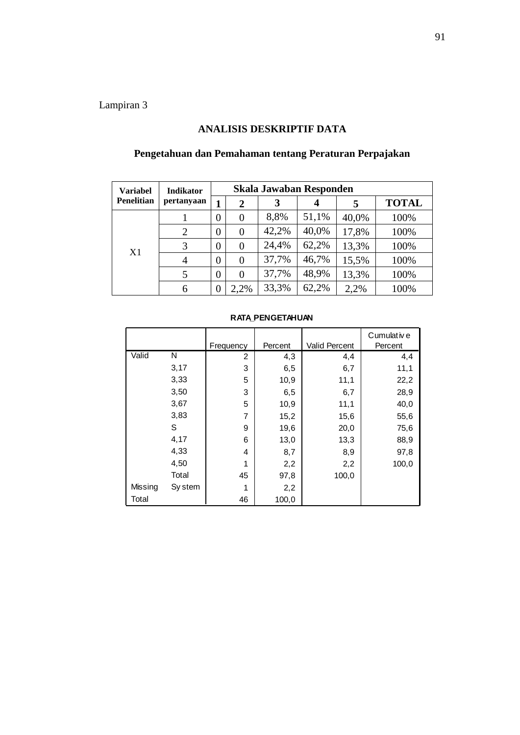Lampiran 3

## ANALISIS DESKRIPTIF DATA

### Pengetahuan dan Pemahaman tentang Peraturan Perpajakan

| Variabel Penelitian | Indikator pertanyaan | Skala Jawaban Responden | | | | | |
|---|---|---|---|---|---|---|---|
| | | 1 | 2 | 3 | 4 | 5 | TOTAL |
| X1 | 1 | 0 | 0 | 8,8% | 51,1% | 40,0% | 100% |
| | 2 | 0 | 0 | 42,2% | 40,0% | 17,8% | 100% |
| | 3 | 0 | 0 | 24,4% | 62,2% | 13,3% | 100% |
| | 4 | 0 | 0 | 37,7% | 46,7% | 15,5% | 100% |
| | 5 | 0 | 0 | 37,7% | 48,9% | 13,3% | 100% |
| | 6 | 0 | 2,2% | 33,3% | 62,2% | 2,2% | 100% |

**RATA_PENGETAHUAN**

| | | Frequency | Percent | Valid Percent | Cumulative Percent |
|---|---|---|---|---|---|
| Valid | N | 2 | 4,3 | 4,4 | 4,4 |
| | 3,17 | 3 | 6,5 | 6,7 | 11,1 |
| | 3,33 | 5 | 10,9 | 11,1 | 22,2 |
| | 3,50 | 3 | 6,5 | 6,7 | 28,9 |
| | 3,67 | 5 | 10,9 | 11,1 | 40,0 |
| | 3,83 | 7 | 15,2 | 15,6 | 55,6 |
| | S | 9 | 19,6 | 20,0 | 75,6 |
| | 4,17 | 6 | 13,0 | 13,3 | 88,9 |
| | 4,33 | 4 | 8,7 | 8,9 | 97,8 |
| | 4,50 | 1 | 2,2 | 2,2 | 100,0 |
| | Total | 45 | 97,8 | 100,0 | |
| Missing | System | 1 | 2,2 | | |
| Total | | 46 | 100,0 | | |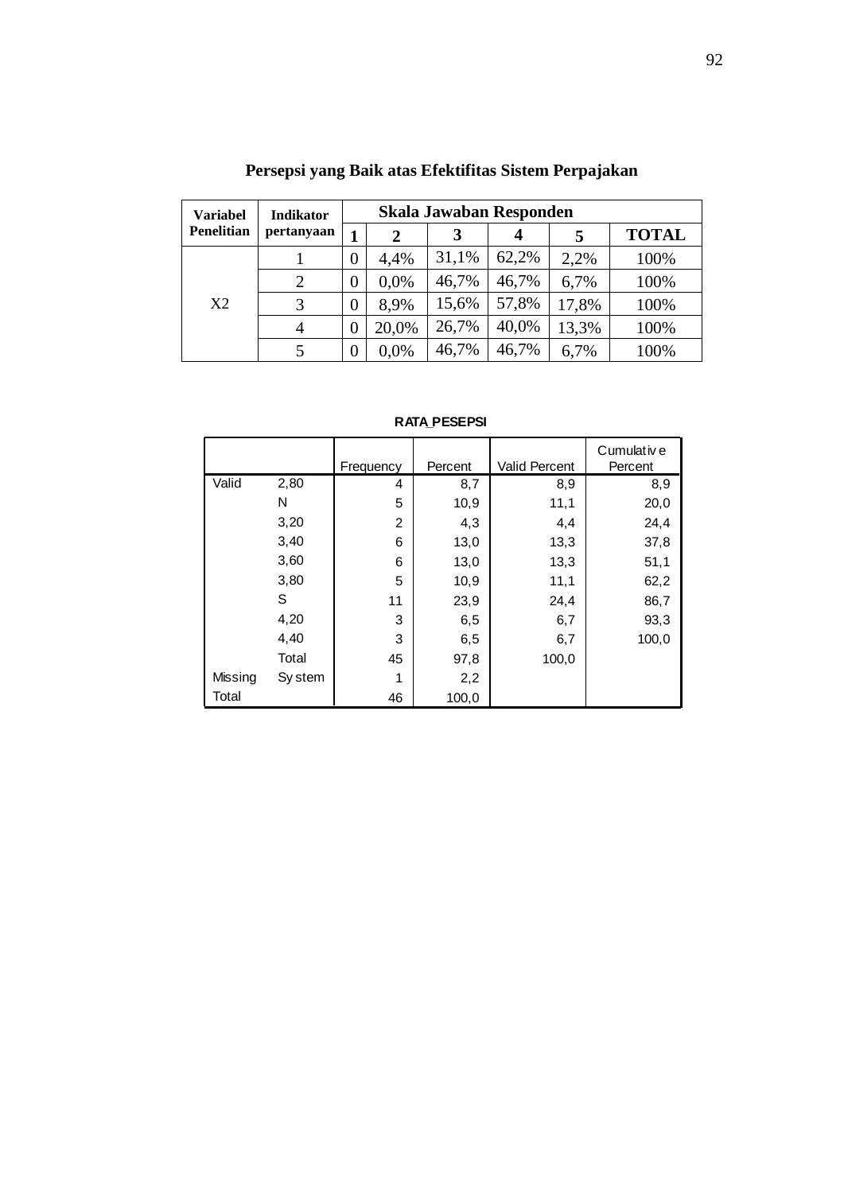**Persepsi yang Baik atas Efektifitas Sistem Perpajakan**

| Variabel Penelitian | Indikator pertanyaan | Skala Jawaban Responden | | | | | |
|---|---|---|---|---|---|---|---|
| | | 1 | 2 | 3 | 4 | 5 | TOTAL |
| X2 | 1 | 0 | 4,4% | 31,1% | 62,2% | 2,2% | 100% |
| | 2 | 0 | 0,0% | 46,7% | 46,7% | 6,7% | 100% |
| | 3 | 0 | 8,9% | 15,6% | 57,8% | 17,8% | 100% |
| | 4 | 0 | 20,0% | 26,7% | 40,0% | 13,3% | 100% |
| | 5 | 0 | 0,0% | 46,7% | 46,7% | 6,7% | 100% |

**RATA_PESEPSI**

| | | Frequency | Percent | Valid Percent | Cumulative Percent |
|---|---|---|---|---|---|
| Valid | 2,80 | 4 | 8,7 | 8,9 | 8,9 |
| | N | 5 | 10,9 | 11,1 | 20,0 |
| | 3,20 | 2 | 4,3 | 4,4 | 24,4 |
| | 3,40 | 6 | 13,0 | 13,3 | 37,8 |
| | 3,60 | 6 | 13,0 | 13,3 | 51,1 |
| | 3,80 | 5 | 10,9 | 11,1 | 62,2 |
| | S | 11 | 23,9 | 24,4 | 86,7 |
| | 4,20 | 3 | 6,5 | 6,7 | 93,3 |
| | 4,40 | 3 | 6,5 | 6,7 | 100,0 |
| | Total | 45 | 97,8 | 100,0 | |
| Missing | System | 1 | 2,2 | | |
| Total | | 46 | 100,0 | | |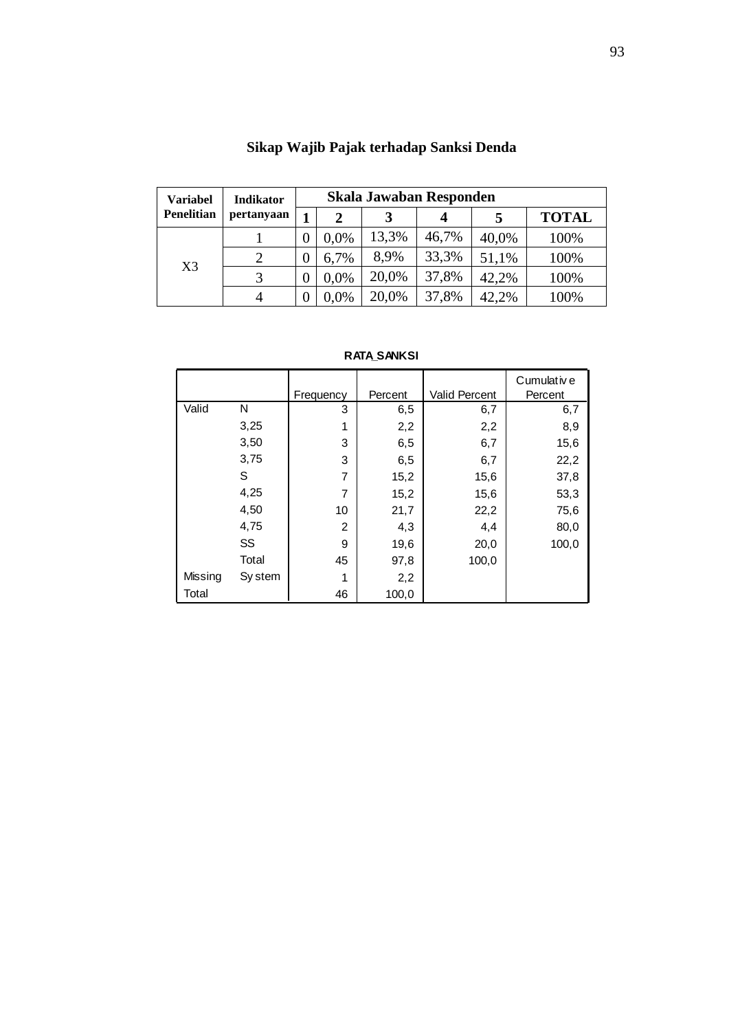**Sikap Wajib Pajak terhadap Sanksi Denda**

| Variabel Penelitian | Indikator pertanyaan | Skala Jawaban Responden | | | | | |
|---|---|---|---|---|---|---|---|
| | | 1 | 2 | 3 | 4 | 5 | TOTAL |
| X3 | 1 | 0 | 0,0% | 13,3% | 46,7% | 40,0% | 100% |
| | 2 | 0 | 6,7% | 8,9% | 33,3% | 51,1% | 100% |
| | 3 | 0 | 0,0% | 20,0% | 37,8% | 42,2% | 100% |
| | 4 | 0 | 0,0% | 20,0% | 37,8% | 42,2% | 100% |

**RATA_SANKSI**

| | | Frequency | Percent | Valid Percent | Cumulative Percent |
|---|---|---|---|---|---|
| Valid | N | 3 | 6,5 | 6,7 | 6,7 |
| | 3,25 | 1 | 2,2 | 2,2 | 8,9 |
| | 3,50 | 3 | 6,5 | 6,7 | 15,6 |
| | 3,75 | 3 | 6,5 | 6,7 | 22,2 |
| | S | 7 | 15,2 | 15,6 | 37,8 |
| | 4,25 | 7 | 15,2 | 15,6 | 53,3 |
| | 4,50 | 10 | 21,7 | 22,2 | 75,6 |
| | 4,75 | 2 | 4,3 | 4,4 | 80,0 |
| | SS | 9 | 19,6 | 20,0 | 100,0 |
| | Total | 45 | 97,8 | 100,0 | |
| Missing | System | 1 | 2,2 | | |
| Total | | 46 | 100,0 | | |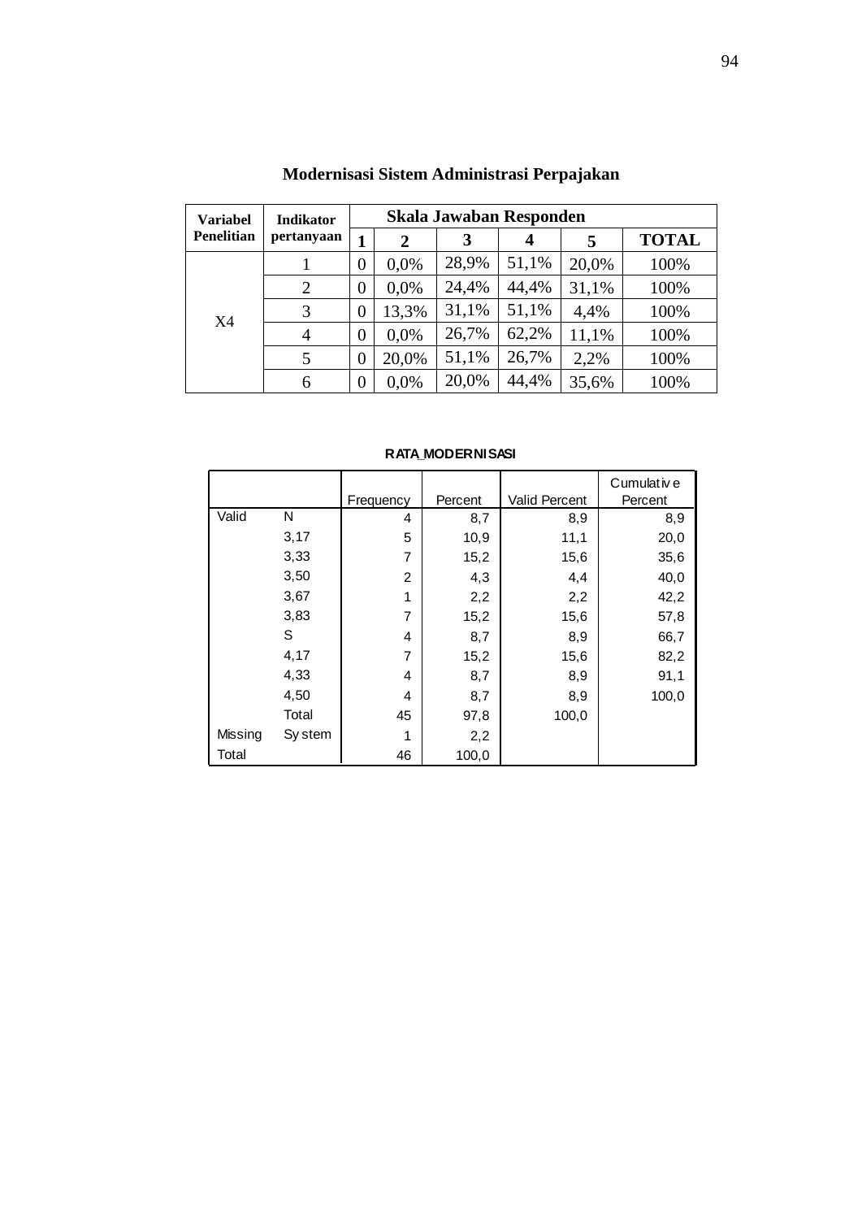**Modernisasi Sistem Administrasi Perpajakan**

| Variabel Penelitian | Indikator pertanyaan | Skala Jawaban Responden | | | | | |
|---|---|---|---|---|---|---|---|
| | | 1 | 2 | 3 | 4 | 5 | TOTAL |
| X4 | 1 | 0 | 0,0% | 28,9% | 51,1% | 20,0% | 100% |
| | 2 | 0 | 0,0% | 24,4% | 44,4% | 31,1% | 100% |
| | 3 | 0 | 13,3% | 31,1% | 51,1% | 4,4% | 100% |
| | 4 | 0 | 0,0% | 26,7% | 62,2% | 11,1% | 100% |
| | 5 | 0 | 20,0% | 51,1% | 26,7% | 2,2% | 100% |
| | 6 | 0 | 0,0% | 20,0% | 44,4% | 35,6% | 100% |

**RATA_MODERNISASI**

| | | Frequency | Percent | Valid Percent | Cumulative Percent |
|---|---|---|---|---|---|
| Valid | N | 4 | 8,7 | 8,9 | 8,9 |
| | 3,17 | 5 | 10,9 | 11,1 | 20,0 |
| | 3,33 | 7 | 15,2 | 15,6 | 35,6 |
| | 3,50 | 2 | 4,3 | 4,4 | 40,0 |
| | 3,67 | 1 | 2,2 | 2,2 | 42,2 |
| | 3,83 | 7 | 15,2 | 15,6 | 57,8 |
| | S | 4 | 8,7 | 8,9 | 66,7 |
| | 4,17 | 7 | 15,2 | 15,6 | 82,2 |
| | 4,33 | 4 | 8,7 | 8,9 | 91,1 |
| | 4,50 | 4 | 8,7 | 8,9 | 100,0 |
| | Total | 45 | 97,8 | 100,0 | |
| Missing | System | 1 | 2,2 | | |
| Total | | 46 | 100,0 | | |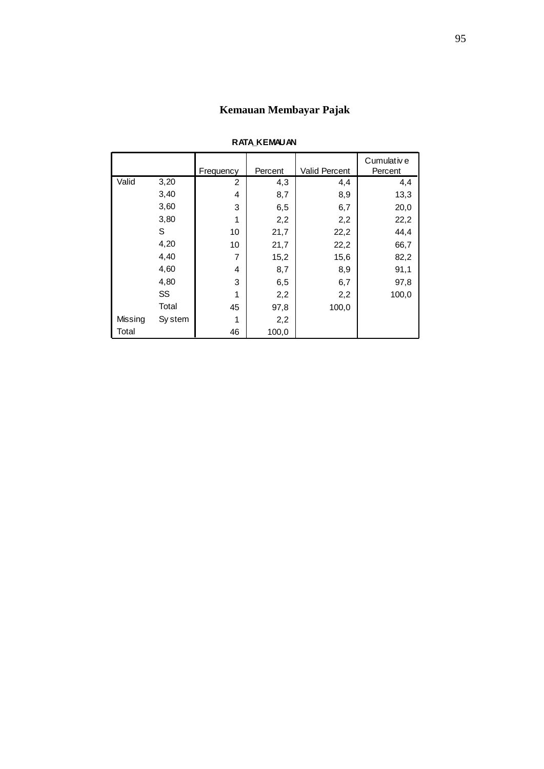# Kemauan Membayar Pajak

**RATA_KEMAUAN**

| | | Frequency | Percent | Valid Percent | Cumulative Percent |
|---|---|---|---|---|---|
| Valid | 3,20 | 2 | 4,3 | 4,4 | 4,4 |
| | 3,40 | 4 | 8,7 | 8,9 | 13,3 |
| | 3,60 | 3 | 6,5 | 6,7 | 20,0 |
| | 3,80 | 1 | 2,2 | 2,2 | 22,2 |
| | S | 10 | 21,7 | 22,2 | 44,4 |
| | 4,20 | 10 | 21,7 | 22,2 | 66,7 |
| | 4,40 | 7 | 15,2 | 15,6 | 82,2 |
| | 4,60 | 4 | 8,7 | 8,9 | 91,1 |
| | 4,80 | 3 | 6,5 | 6,7 | 97,8 |
| | SS | 1 | 2,2 | 2,2 | 100,0 |
| | Total | 45 | 97,8 | 100,0 | |
| Missing | System | 1 | 2,2 | | |
| Total | | 46 | 100,0 | | |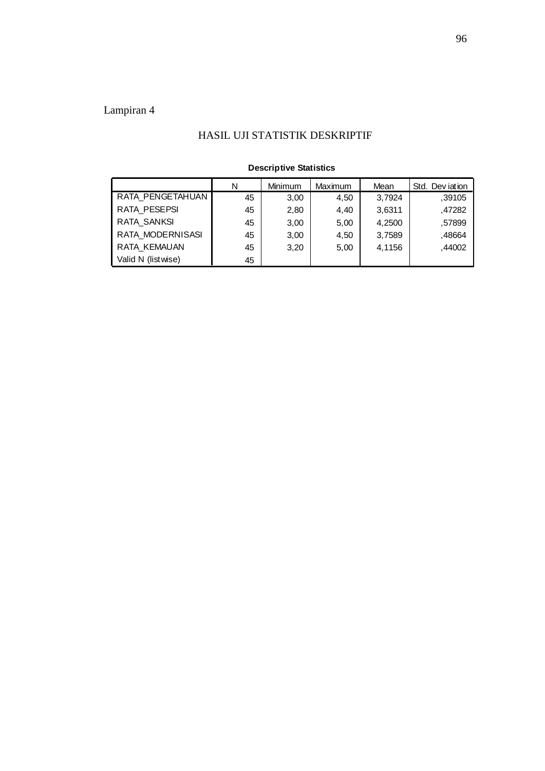Lampiran 4

## HASIL UJI STATISTIK DESKRIPTIF

**Descriptive Statistics**

| | N | Minimum | Maximum | Mean | Std. Deviation |
|---|---|---|---|---|---|
| RATA_PENGETAHUAN | 45 | 3,00 | 4,50 | 3,7924 | ,39105 |
| RATA_PESEPSI | 45 | 2,80 | 4,40 | 3,6311 | ,47282 |
| RATA_SANKSI | 45 | 3,00 | 5,00 | 4,2500 | ,57899 |
| RATA_MODERNISASI | 45 | 3,00 | 4,50 | 3,7589 | ,48664 |
| RATA_KEMAUAN | 45 | 3,20 | 5,00 | 4,1156 | ,44002 |
| Valid N (listwise) | 45 | | | | |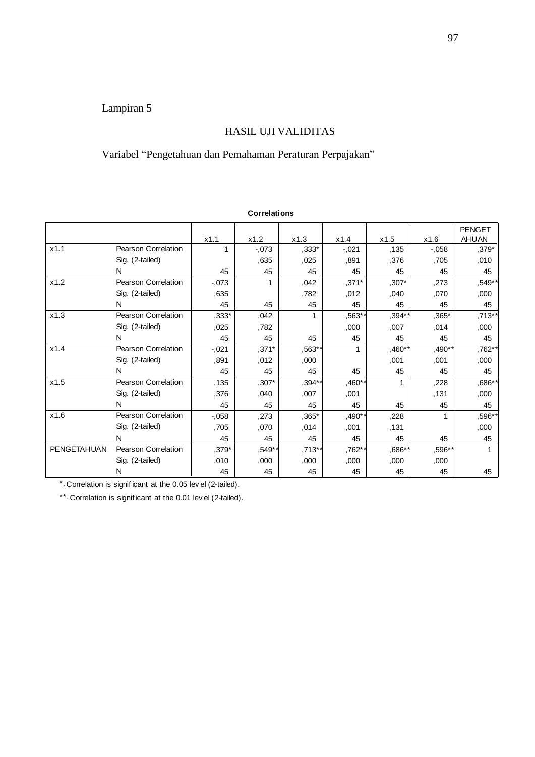Lampiran 5

## HASIL UJI VALIDITAS

Variabel "Pengetahuan dan Pemahaman Peraturan Perpajakan"

**Correlations**

| | | x1.1 | x1.2 | x1.3 | x1.4 | x1.5 | x1.6 | PENGETAHUAN |
|---|---|---|---|---|---|---|---|---|
| x1.1 | Pearson Correlation | 1 | -,073 | ,333* | -,021 | ,135 | -,058 | ,379* |
| | Sig. (2-tailed) | | ,635 | ,025 | ,891 | ,376 | ,705 | ,010 |
| | N | 45 | 45 | 45 | 45 | 45 | 45 | 45 |
| x1.2 | Pearson Correlation | -,073 | 1 | ,042 | ,371* | ,307* | ,273 | ,549** |
| | Sig. (2-tailed) | ,635 | | ,782 | ,012 | ,040 | ,070 | ,000 |
| | N | 45 | 45 | 45 | 45 | 45 | 45 | 45 |
| x1.3 | Pearson Correlation | ,333* | ,042 | 1 | ,563** | ,394** | ,365* | ,713** |
| | Sig. (2-tailed) | ,025 | ,782 | | ,000 | ,007 | ,014 | ,000 |
| | N | 45 | 45 | 45 | 45 | 45 | 45 | 45 |
| x1.4 | Pearson Correlation | -,021 | ,371* | ,563** | 1 | ,460** | ,490** | ,762** |
| | Sig. (2-tailed) | ,891 | ,012 | ,000 | | ,001 | ,001 | ,000 |
| | N | 45 | 45 | 45 | 45 | 45 | 45 | 45 |
| x1.5 | Pearson Correlation | ,135 | ,307* | ,394** | ,460** | 1 | ,228 | ,686** |
| | Sig. (2-tailed) | ,376 | ,040 | ,007 | ,001 | | ,131 | ,000 |
| | N | 45 | 45 | 45 | 45 | 45 | 45 | 45 |
| x1.6 | Pearson Correlation | -,058 | ,273 | ,365* | ,490** | ,228 | 1 | ,596** |
| | Sig. (2-tailed) | ,705 | ,070 | ,014 | ,001 | ,131 | | ,000 |
| | N | 45 | 45 | 45 | 45 | 45 | 45 | 45 |
| PENGETAHUAN | Pearson Correlation | ,379* | ,549** | ,713** | ,762** | ,686** | ,596** | 1 |
| | Sig. (2-tailed) | ,010 | ,000 | ,000 | ,000 | ,000 | ,000 | |
| | N | 45 | 45 | 45 | 45 | 45 | 45 | 45 |

*. Correlation is significant at the 0.05 level (2-tailed).

**. Correlation is significant at the 0.01 level (2-tailed).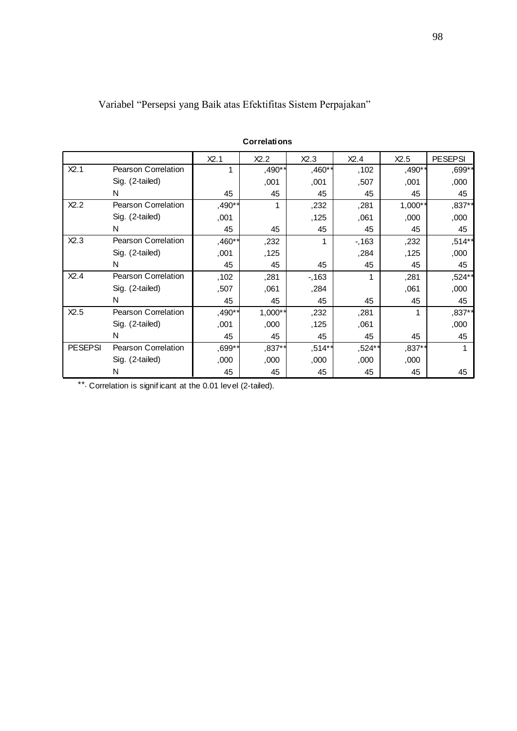Variabel “Persepsi yang Baik atas Efektifitas Sistem Perpajakan”

**Correlations**

| | | X2.1 | X2.2 | X2.3 | X2.4 | X2.5 | PESEPSI |
|---|---|---|---|---|---|---|---|
| X2.1 | Pearson Correlation | 1 | ,490** | ,460** | ,102 | ,490** | ,699** |
| | Sig. (2-tailed) | | ,001 | ,001 | ,507 | ,001 | ,000 |
| | N | 45 | 45 | 45 | 45 | 45 | 45 |
| X2.2 | Pearson Correlation | ,490** | 1 | ,232 | ,281 | 1,000** | ,837** |
| | Sig. (2-tailed) | ,001 | | ,125 | ,061 | ,000 | ,000 |
| | N | 45 | 45 | 45 | 45 | 45 | 45 |
| X2.3 | Pearson Correlation | ,460** | ,232 | 1 | -,163 | ,232 | ,514** |
| | Sig. (2-tailed) | ,001 | ,125 | | ,284 | ,125 | ,000 |
| | N | 45 | 45 | 45 | 45 | 45 | 45 |
| X2.4 | Pearson Correlation | ,102 | ,281 | -,163 | 1 | ,281 | ,524** |
| | Sig. (2-tailed) | ,507 | ,061 | ,284 | | ,061 | ,000 |
| | N | 45 | 45 | 45 | 45 | 45 | 45 |
| X2.5 | Pearson Correlation | ,490** | 1,000** | ,232 | ,281 | 1 | ,837** |
| | Sig. (2-tailed) | ,001 | ,000 | ,125 | ,061 | | ,000 |
| | N | 45 | 45 | 45 | 45 | 45 | 45 |
| PESEPSI | Pearson Correlation | ,699** | ,837** | ,514** | ,524** | ,837** | 1 |
| | Sig. (2-tailed) | ,000 | ,000 | ,000 | ,000 | ,000 | |
| | N | 45 | 45 | 45 | 45 | 45 | 45 |

**. Correlation is significant at the 0.01 level (2-tailed).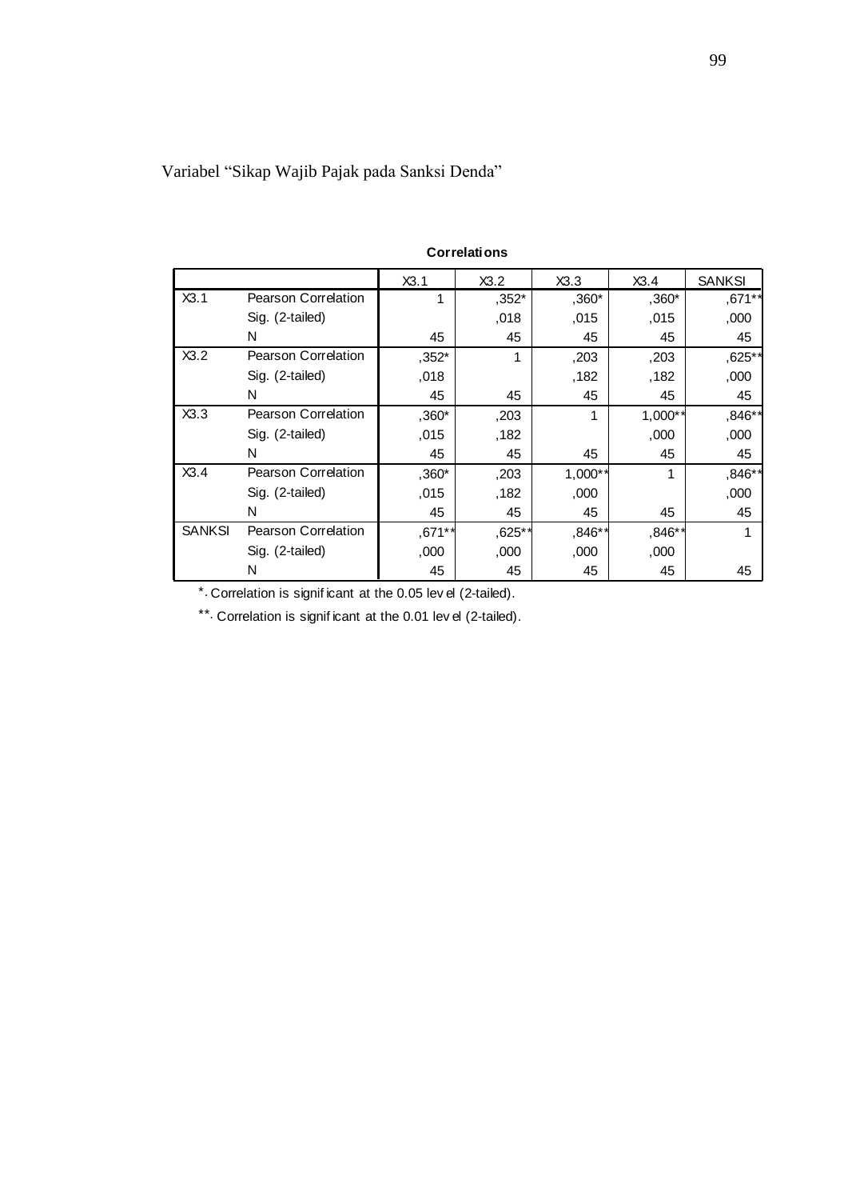Variabel "Sikap Wajib Pajak pada Sanksi Denda"

**Correlations**

| | | X3.1 | X3.2 | X3.3 | X3.4 | SANKSI |
|---|---|---|---|---|---|---|
| X3.1 | Pearson Correlation | 1 | ,352* | ,360* | ,360* | ,671** |
| | Sig. (2-tailed) | | ,018 | ,015 | ,015 | ,000 |
| | N | 45 | 45 | 45 | 45 | 45 |
| X3.2 | Pearson Correlation | ,352* | 1 | ,203 | ,203 | ,625** |
| | Sig. (2-tailed) | ,018 | | ,182 | ,182 | ,000 |
| | N | 45 | 45 | 45 | 45 | 45 |
| X3.3 | Pearson Correlation | ,360* | ,203 | 1 | 1,000** | ,846** |
| | Sig. (2-tailed) | ,015 | ,182 | | ,000 | ,000 |
| | N | 45 | 45 | 45 | 45 | 45 |
| X3.4 | Pearson Correlation | ,360* | ,203 | 1,000** | 1 | ,846** |
| | Sig. (2-tailed) | ,015 | ,182 | ,000 | | ,000 |
| | N | 45 | 45 | 45 | 45 | 45 |
| SANKSI | Pearson Correlation | ,671** | ,625** | ,846** | ,846** | 1 |
| | Sig. (2-tailed) | ,000 | ,000 | ,000 | ,000 | |
| | N | 45 | 45 | 45 | 45 | 45 |

*. Correlation is significant at the 0.05 level (2-tailed).

**. Correlation is significant at the 0.01 level (2-tailed).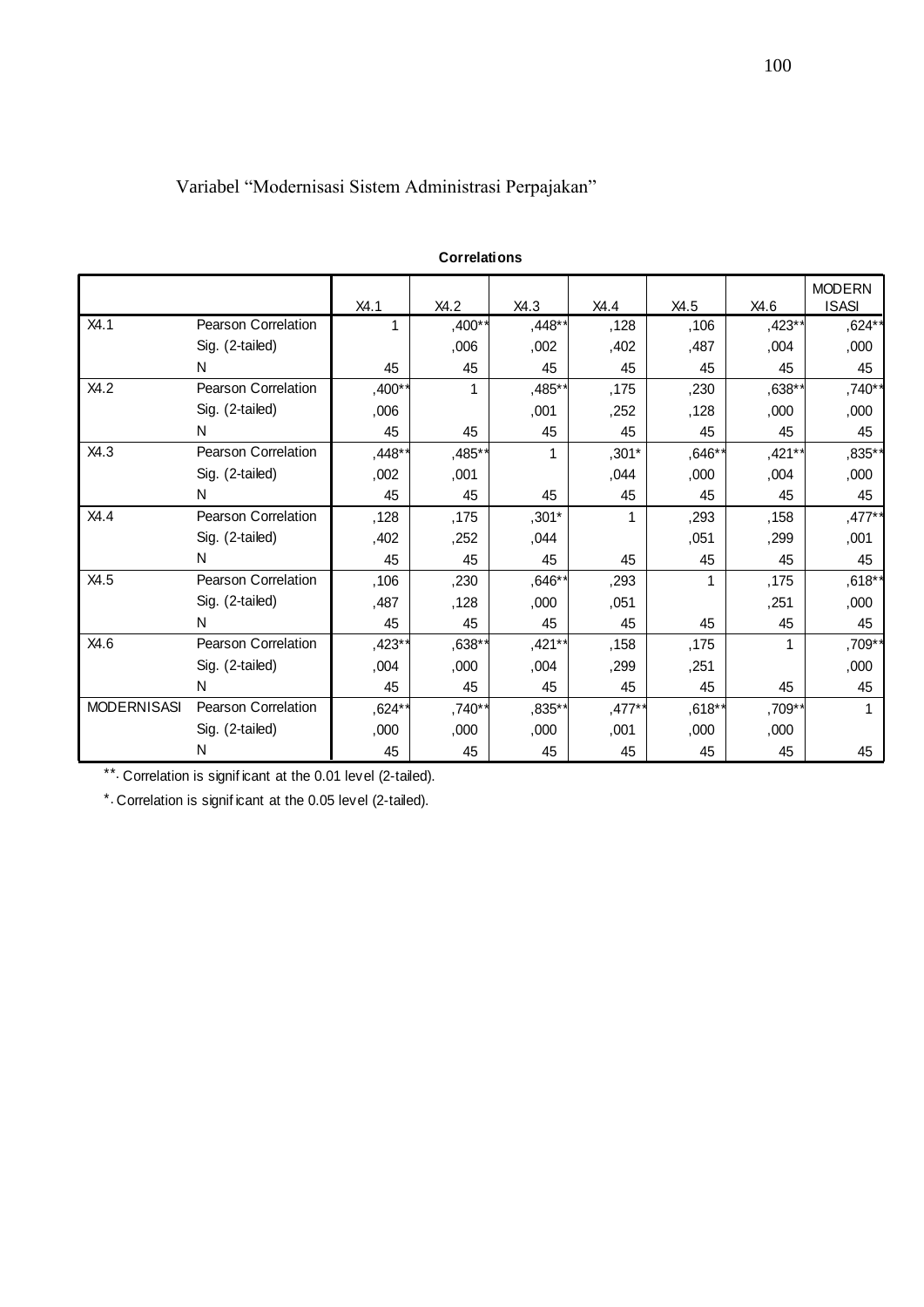Variabel "Modernisasi Sistem Administrasi Perpajakan"

**Correlations**

| | | X4.1 | X4.2 | X4.3 | X4.4 | X4.5 | X4.6 | MODERNISASI |
|---|---|---|---|---|---|---|---|---|
| X4.1 | Pearson Correlation | 1 | ,400** | ,448** | ,128 | ,106 | ,423** | ,624** |
| | Sig. (2-tailed) | | ,006 | ,002 | ,402 | ,487 | ,004 | ,000 |
| | N | 45 | 45 | 45 | 45 | 45 | 45 | 45 |
| X4.2 | Pearson Correlation | ,400** | 1 | ,485** | ,175 | ,230 | ,638** | ,740** |
| | Sig. (2-tailed) | ,006 | | ,001 | ,252 | ,128 | ,000 | ,000 |
| | N | 45 | 45 | 45 | 45 | 45 | 45 | 45 |
| X4.3 | Pearson Correlation | ,448** | ,485** | 1 | ,301* | ,646** | ,421** | ,835** |
| | Sig. (2-tailed) | ,002 | ,001 | | ,044 | ,000 | ,004 | ,000 |
| | N | 45 | 45 | 45 | 45 | 45 | 45 | 45 |
| X4.4 | Pearson Correlation | ,128 | ,175 | ,301* | 1 | ,293 | ,158 | ,477** |
| | Sig. (2-tailed) | ,402 | ,252 | ,044 | | ,051 | ,299 | ,001 |
| | N | 45 | 45 | 45 | 45 | 45 | 45 | 45 |
| X4.5 | Pearson Correlation | ,106 | ,230 | ,646** | ,293 | 1 | ,175 | ,618** |
| | Sig. (2-tailed) | ,487 | ,128 | ,000 | ,051 | | ,251 | ,000 |
| | N | 45 | 45 | 45 | 45 | 45 | 45 | 45 |
| X4.6 | Pearson Correlation | ,423** | ,638** | ,421** | ,158 | ,175 | 1 | ,709** |
| | Sig. (2-tailed) | ,004 | ,000 | ,004 | ,299 | ,251 | | ,000 |
| | N | 45 | 45 | 45 | 45 | 45 | 45 | 45 |
| MODERNISASI | Pearson Correlation | ,624** | ,740** | ,835** | ,477** | ,618** | ,709** | 1 |
| | Sig. (2-tailed) | ,000 | ,000 | ,000 | ,001 | ,000 | ,000 | |
| | N | 45 | 45 | 45 | 45 | 45 | 45 | 45 |

**. Correlation is significant at the 0.01 level (2-tailed).

*. Correlation is significant at the 0.05 level (2-tailed).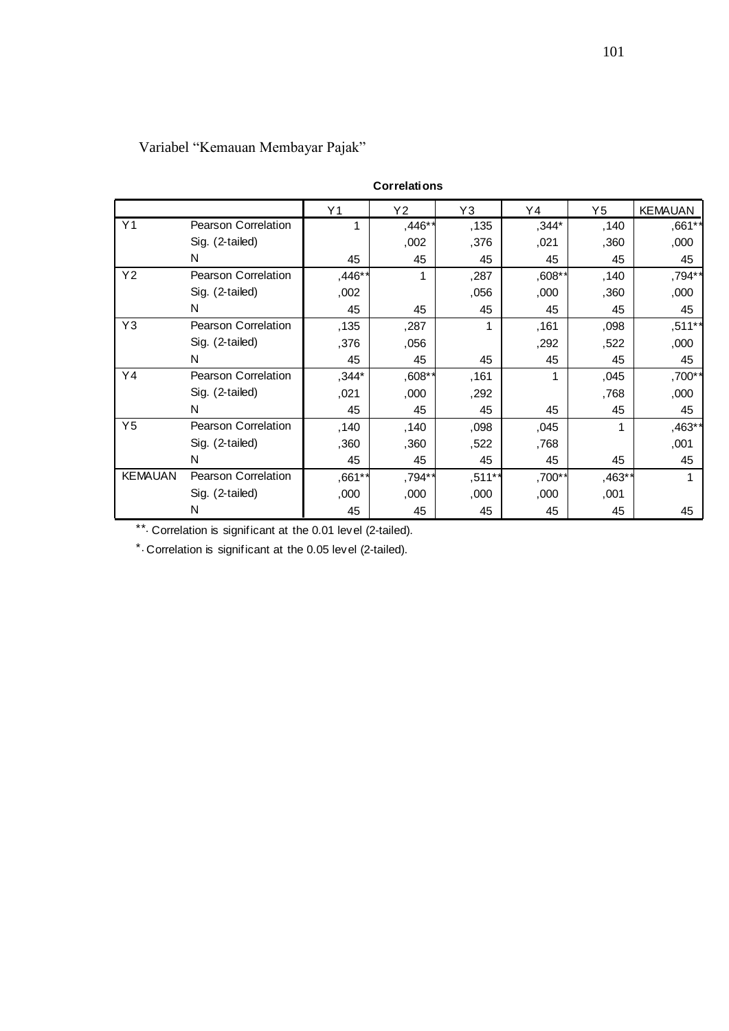Variabel "Kemauan Membayar Pajak"

**Correlations**

| | | Y1 | Y2 | Y3 | Y4 | Y5 | KEMAUAN |
|---|---|---|---|---|---|---|---|
| Y1 | Pearson Correlation | 1 | ,446** | ,135 | ,344* | ,140 | ,661** |
| | Sig. (2-tailed) | | ,002 | ,376 | ,021 | ,360 | ,000 |
| | N | 45 | 45 | 45 | 45 | 45 | 45 |
| Y2 | Pearson Correlation | ,446** | 1 | ,287 | ,608** | ,140 | ,794** |
| | Sig. (2-tailed) | ,002 | | ,056 | ,000 | ,360 | ,000 |
| | N | 45 | 45 | 45 | 45 | 45 | 45 |
| Y3 | Pearson Correlation | ,135 | ,287 | 1 | ,161 | ,098 | ,511** |
| | Sig. (2-tailed) | ,376 | ,056 | | ,292 | ,522 | ,000 |
| | N | 45 | 45 | 45 | 45 | 45 | 45 |
| Y4 | Pearson Correlation | ,344* | ,608** | ,161 | 1 | ,045 | ,700** |
| | Sig. (2-tailed) | ,021 | ,000 | ,292 | | ,768 | ,000 |
| | N | 45 | 45 | 45 | 45 | 45 | 45 |
| Y5 | Pearson Correlation | ,140 | ,140 | ,098 | ,045 | 1 | ,463** |
| | Sig. (2-tailed) | ,360 | ,360 | ,522 | ,768 | | ,001 |
| | N | 45 | 45 | 45 | 45 | 45 | 45 |
| KEMAUAN | Pearson Correlation | ,661** | ,794** | ,511** | ,700** | ,463** | 1 |
| | Sig. (2-tailed) | ,000 | ,000 | ,000 | ,000 | ,001 | |
| | N | 45 | 45 | 45 | 45 | 45 | 45 |

**. Correlation is significant at the 0.01 level (2-tailed).

*. Correlation is significant at the 0.05 level (2-tailed).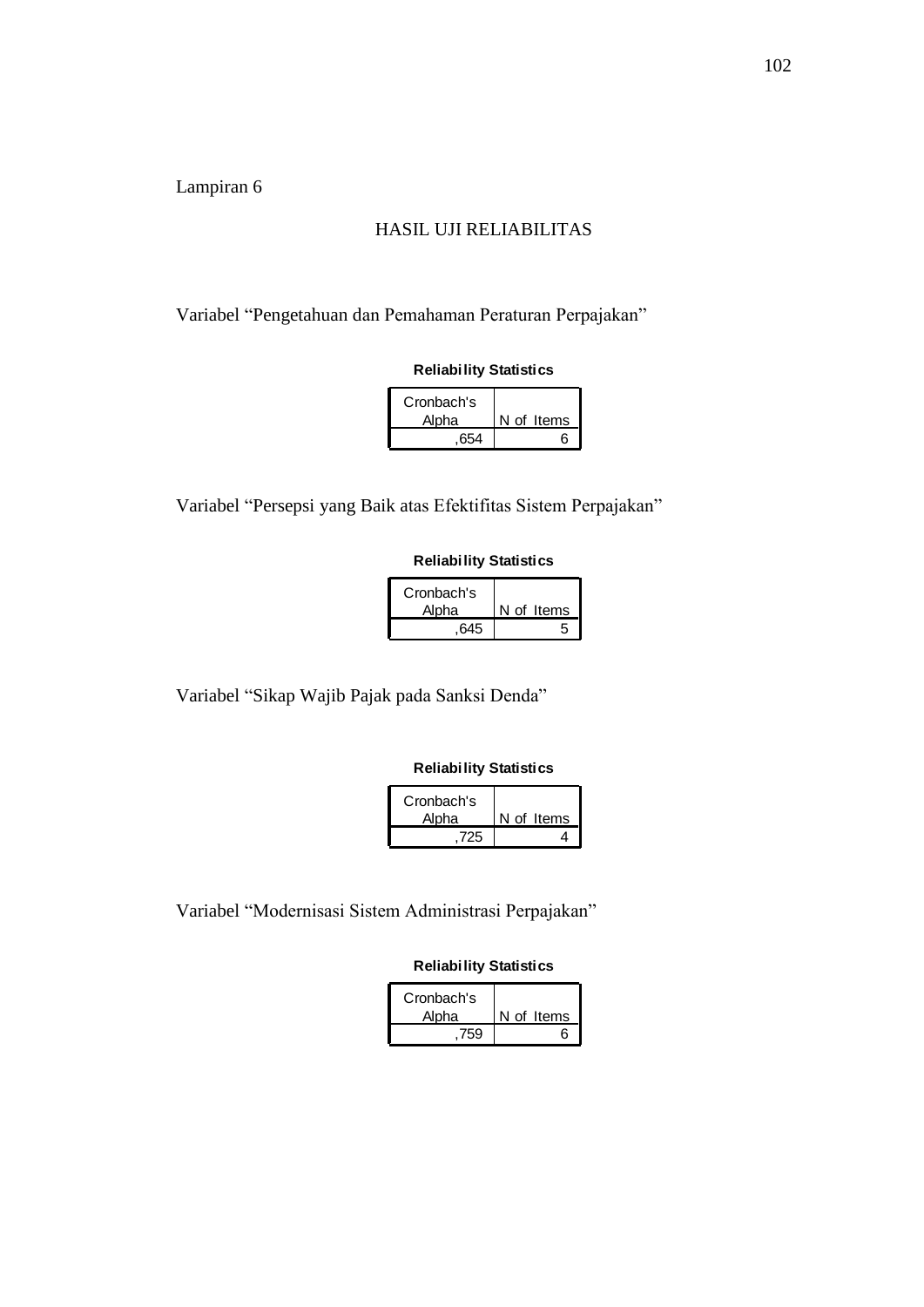Lampiran 6

## HASIL UJI RELIABILITAS

Variabel "Pengetahuan dan Pemahaman Peraturan Perpajakan"

**Reliability Statistics**

| Cronbach's Alpha | N of Items |
|---|---|
| ,654 | 6 |

Variabel "Persepsi yang Baik atas Efektifitas Sistem Perpajakan"

**Reliability Statistics**

| Cronbach's Alpha | N of Items |
|---|---|
| ,645 | 5 |

Variabel "Sikap Wajib Pajak pada Sanksi Denda"

**Reliability Statistics**

| Cronbach's Alpha | N of Items |
|---|---|
| ,725 | 4 |

Variabel "Modernisasi Sistem Administrasi Perpajakan"

**Reliability Statistics**

| Cronbach's Alpha | N of Items |
|---|---|
| ,759 | 6 |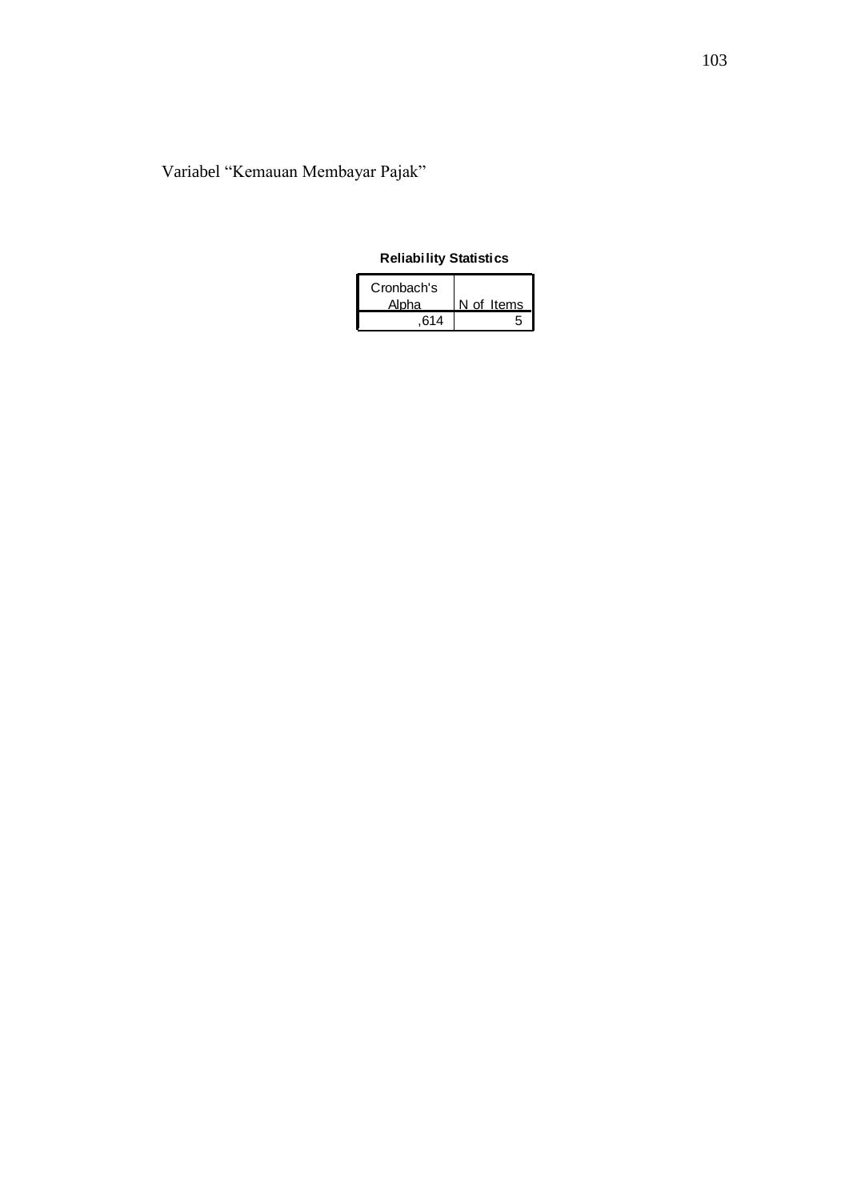Variabel “Kemauan Membayar Pajak”

**Reliability Statistics**

| Cronbach's Alpha | N of Items |
|---|---|
| ,614 | 5 |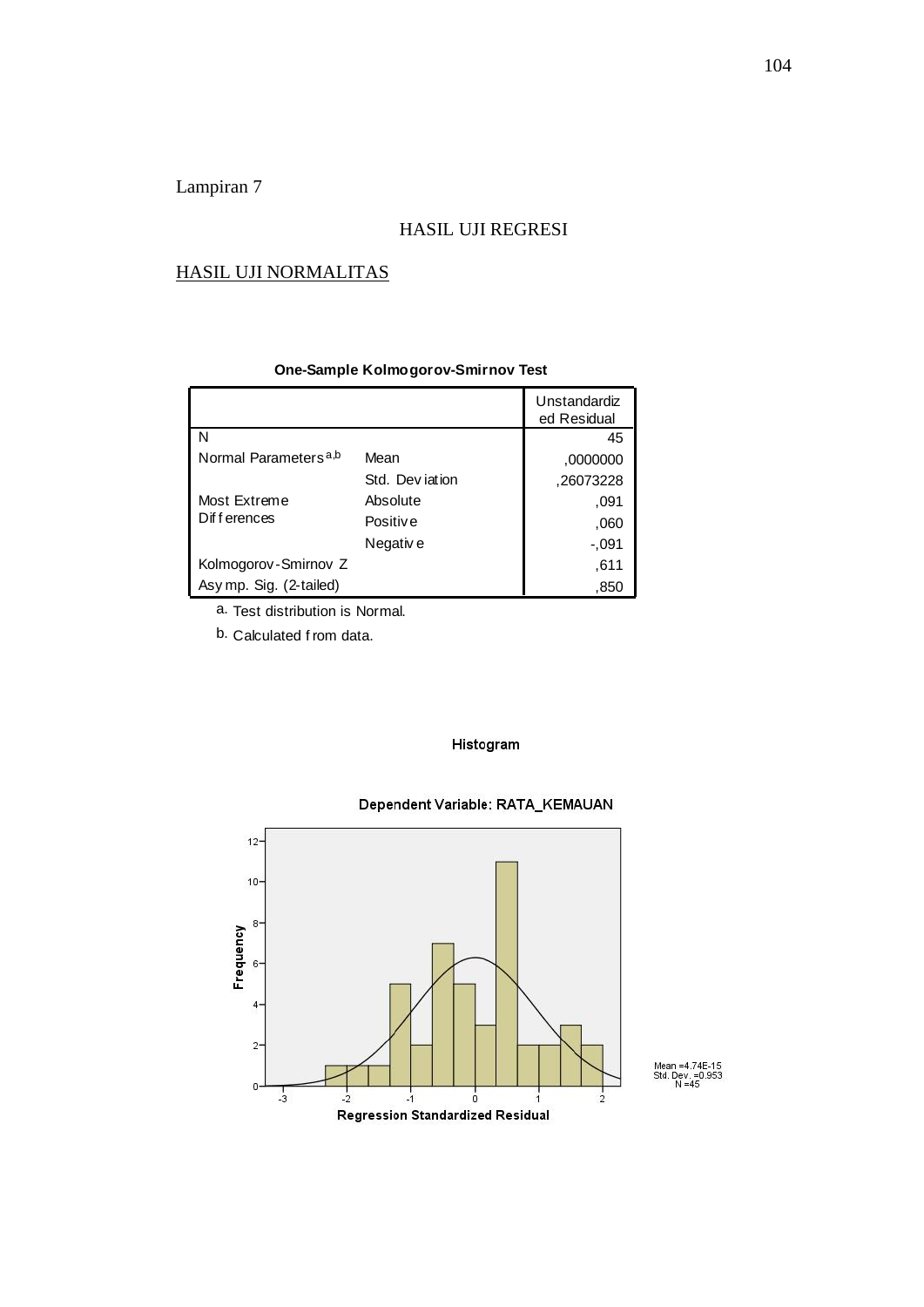Lampiran 7

# HASIL UJI REGRESI

## HASIL UJI NORMALITAS

**One-Sample Kolmogorov-Smirnov Test**

| | | Unstandardized Residual |
|---|---|---|
| N | | 45 |
| Normal Parameters[a,b] | Mean | ,0000000 |
| | Std. Deviation | ,26073228 |
| Most Extreme Differences | Absolute | ,091 |
| | Positive | ,060 |
| | Negative | -,091 |
| Kolmogorov-Smirnov Z | | ,611 |
| Asymp. Sig. (2-tailed) | | ,850 |

a. Test distribution is Normal.

b. Calculated from data.

**Histogram**

**Dependent Variable: RATA_KEMAUAN**

Mean =4.74E-15
Std. Dev. =0.953
N =45

**Regression Standardized Residual**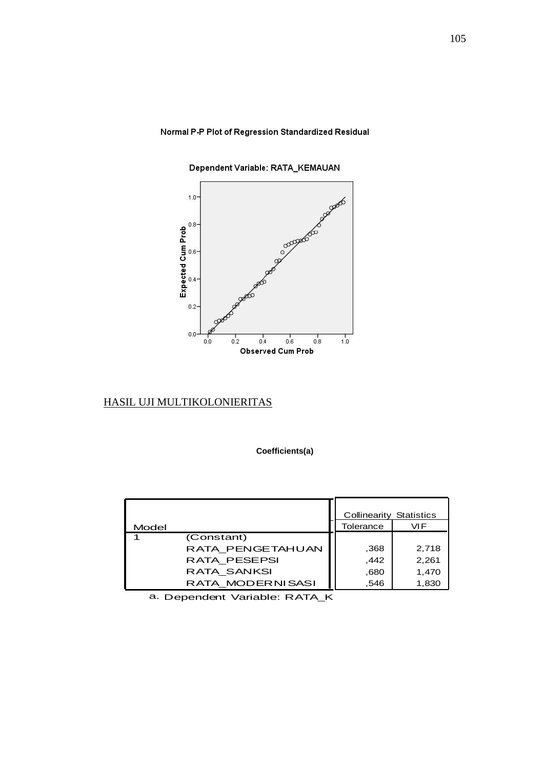Normal P-P Plot of Regression Standardized Residual

Dependent Variable: RATA_KEMAUAN

Expected Cum Prob

Observed Cum Prob

HASIL UJI MULTIKOLONIERITAS

**Coefficients(a)**

| Model | | Collinearity Statistics | |
|---|---|---|---|
| | | Tolerance | VIF |
| 1 | (Constant) | | |
| | RATA_PENGETAHUAN | ,368 | 2,718 |
| | RATA_PESEPSI | ,442 | 2,261 |
| | RATA_SANKSI | ,680 | 1,470 |
| | RATA_MODERNISASI | ,546 | 1,830 |

a. Dependent Variable: RATA_K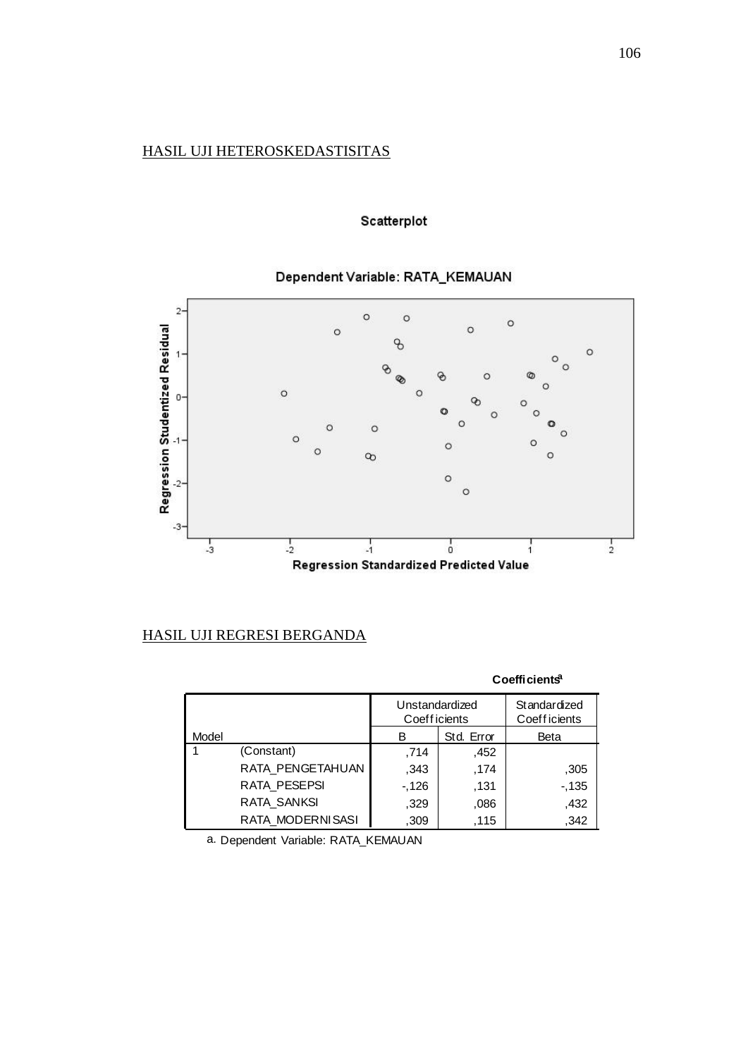HASIL UJI HETEROSKEDASTISITAS

Scatterplot

Dependent Variable: RATA_KEMAUAN

Regression Studentized Residual

Regression Standardized Predicted Value

HASIL UJI REGRESI BERGANDA

**Coefficients**[a]

| Model | | Unstandardized Coefficients | | Standardized Coefficients |
|---|---|---|---|---|
| | | B | Std. Error | Beta |
| 1 | (Constant) | ,714 | ,452 | |
| | RATA_PENGETAHUAN | ,343 | ,174 | ,305 |
| | RATA_PESEPSI | -,126 | ,131 | -,135 |
| | RATA_SANKSI | ,329 | ,086 | ,432 |
| | RATA_MODERNISASI | ,309 | ,115 | ,342 |

a. Dependent Variable: RATA_KEMAUAN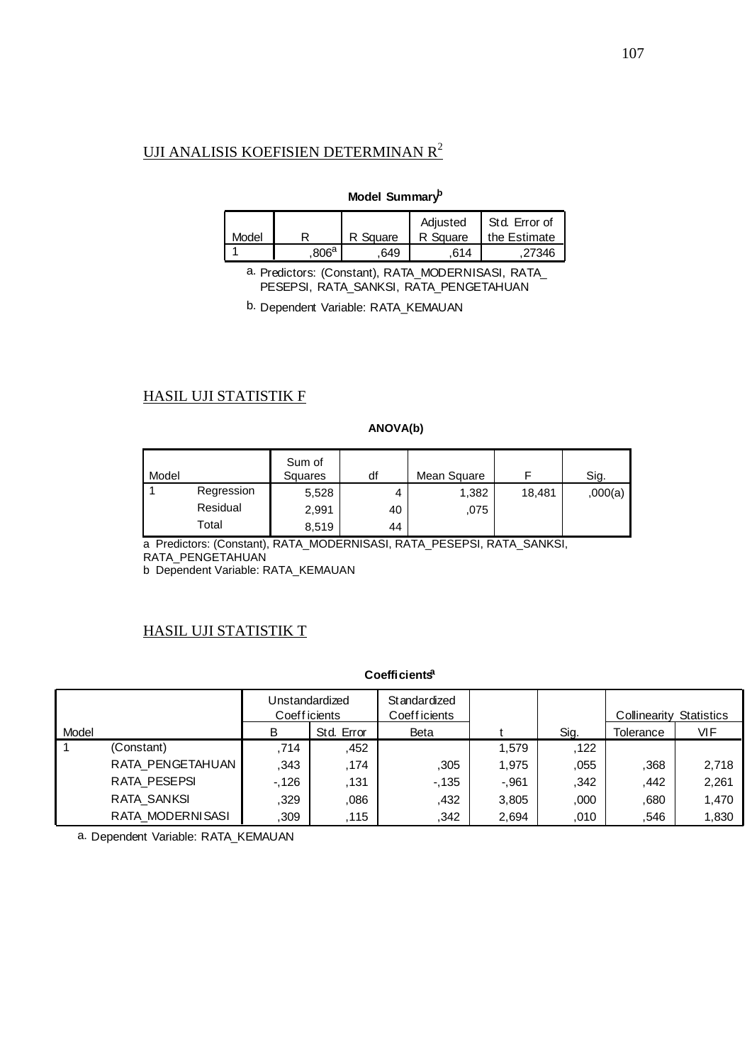## UJI ANALISIS KOEFISIEN DETERMINAN $R^2$

**Model Summary[b]**

| Model | R | R Square | Adjusted R Square | Std. Error of the Estimate |
|---|---|---|---|---|
| 1 | ,806[a] | ,649 | ,614 | ,27346 |

a. Predictors: (Constant), RATA_MODERNISASI, RATA_PESEPSI, RATA_SANKSI, RATA_PENGETAHUAN

b. Dependent Variable: RATA_KEMAUAN

## HASIL UJI STATISTIK F

**ANOVA(b)**

| Model | | Sum of Squares | df | Mean Square | F | Sig. |
|---|---|---|---|---|---|---|
| 1 | Regression | 5,528 | 4 | 1,382 | 18,481 | ,000(a) |
| | Residual | 2,991 | 40 | ,075 | | |
| | Total | 8,519 | 44 | | | |

a Predictors: (Constant), RATA_MODERNISASI, RATA_PESEPSI, RATA_SANKSI, RATA_PENGETAHUAN

b Dependent Variable: RATA_KEMAUAN

## HASIL UJI STATISTIK T

**Coefficients[a]**

| Model | | Unstandardized Coefficients | | Standardized Coefficients | t | Sig. | Collinearity Statistics | |
|---|---|---|---|---|---|---|---|---|
| | | B | Std. Error | Beta | | | Tolerance | VIF |
| 1 | (Constant) | ,714 | ,452 | | 1,579 | ,122 | | |
| | RATA_PENGETAHUAN | ,343 | ,174 | ,305 | 1,975 | ,055 | ,368 | 2,718 |
| | RATA_PESEPSI | -,126 | ,131 | -,135 | -,961 | ,342 | ,442 | 2,261 |
| | RATA_SANKSI | ,329 | ,086 | ,432 | 3,805 | ,000 | ,680 | 1,470 |
| | RATA_MODERNISASI | ,309 | ,115 | ,342 | 2,694 | ,010 | ,546 | 1,830 |

a. Dependent Variable: RATA_KEMAUAN